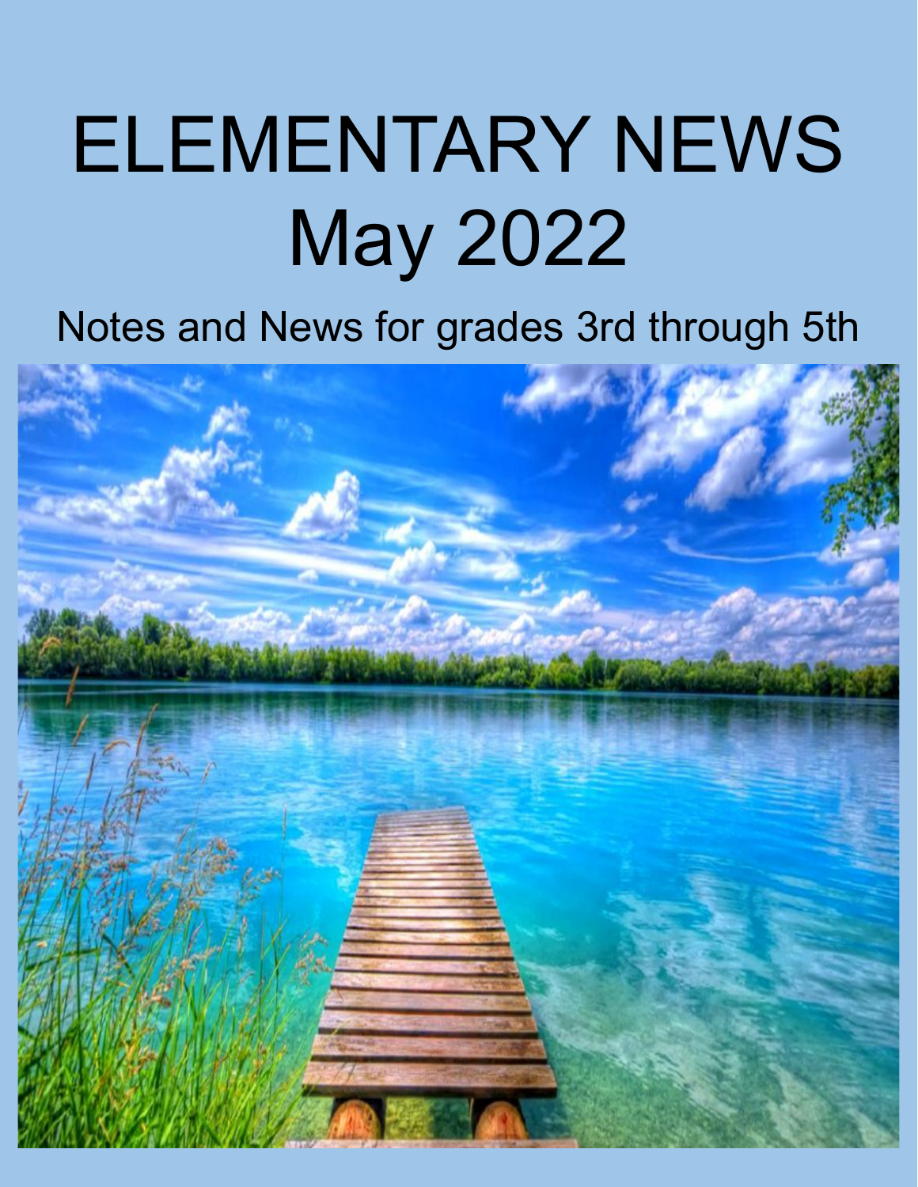# ELEMENTARY NEWS
# May 2022

Notes and News for grades 3rd through 5th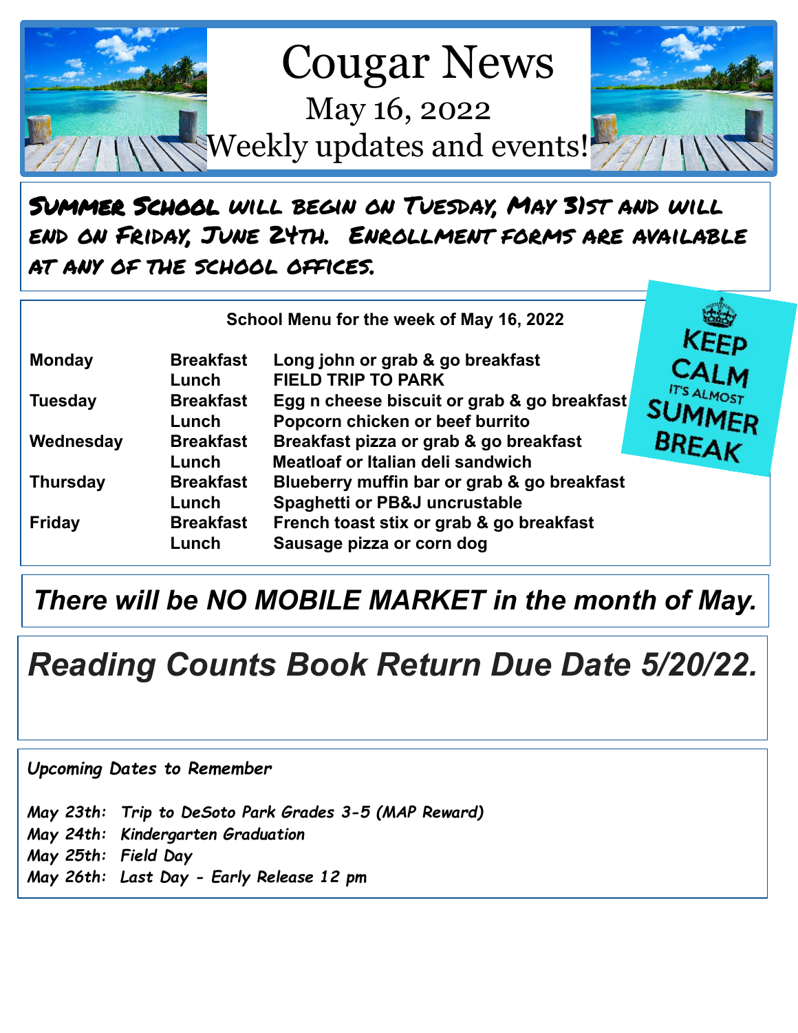# Cougar News

## May 16, 2022

## Weekly updates and events!

**Summer School will begin on Tuesday, May 31st and will end on Friday, June 24th. Enrollment forms are available at any of the school offices.**

**School Menu for the week of May 16, 2022**

| Day | Meal | Menu |
|---|---|---|
| **Monday** | **Breakfast** | **Long john or grab & go breakfast** |
| | **Lunch** | **FIELD TRIP TO PARK** |
| **Tuesday** | **Breakfast** | **Egg n cheese biscuit or grab & go breakfast** |
| | **Lunch** | **Popcorn chicken or beef burrito** |
| **Wednesday** | **Breakfast** | **Breakfast pizza or grab & go breakfast** |
| | **Lunch** | **Meatloaf or Italian deli sandwich** |
| **Thursday** | **Breakfast** | **Blueberry muffin bar or grab & go breakfast** |
| | **Lunch** | **Spaghetti or PB&J uncrustable** |
| **Friday** | **Breakfast** | **French toast stix or grab & go breakfast** |
| | **Lunch** | **Sausage pizza or corn dog** |

KEEP CALM IT'S ALMOST SUMMER BREAK

***There will be NO MOBILE MARKET in the month of May.***

## *Reading Counts Book Return Due Date 5/20/22.*

***Upcoming Dates to Remember***

*May 23th: Trip to DeSoto Park Grades 3-5 (MAP Reward)*
*May 24th: Kindergarten Graduation*
*May 25th: Field Day*
*May 26th: Last Day - Early Release 12 pm*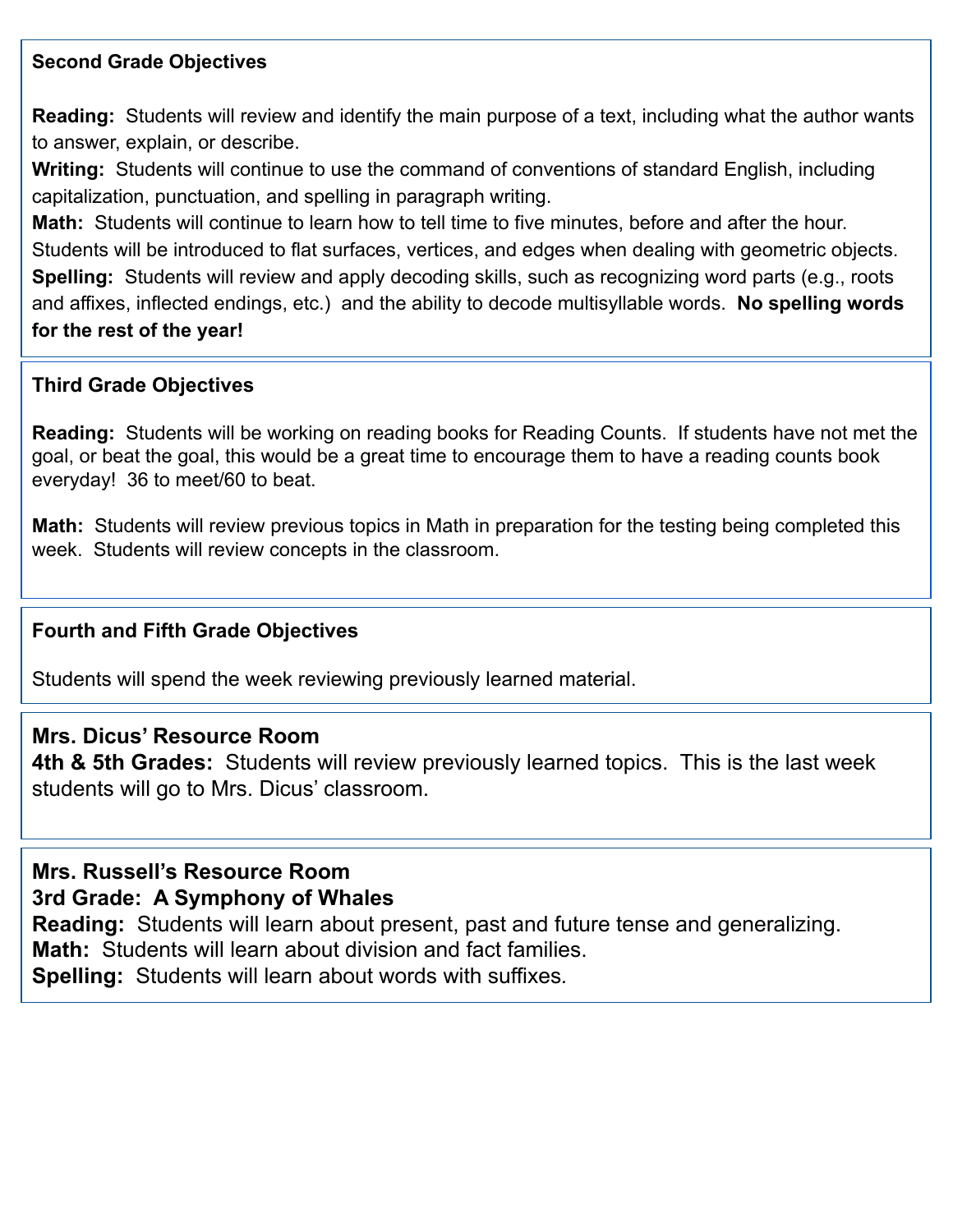### Second Grade Objectives

**Reading:** Students will review and identify the main purpose of a text, including what the author wants to answer, explain, or describe.
**Writing:** Students will continue to use the command of conventions of standard English, including capitalization, punctuation, and spelling in paragraph writing.
**Math:** Students will continue to learn how to tell time to five minutes, before and after the hour. Students will be introduced to flat surfaces, vertices, and edges when dealing with geometric objects.
**Spelling:** Students will review and apply decoding skills, such as recognizing word parts (e.g., roots and affixes, inflected endings, etc.) and the ability to decode multisyllable words. **No spelling words for the rest of the year!**

### Third Grade Objectives

**Reading:** Students will be working on reading books for Reading Counts. If students have not met the goal, or beat the goal, this would be a great time to encourage them to have a reading counts book everyday! 36 to meet/60 to beat.

**Math:** Students will review previous topics in Math in preparation for the testing being completed this week. Students will review concepts in the classroom.

### Fourth and Fifth Grade Objectives

Students will spend the week reviewing previously learned material.

### Mrs. Dicus' Resource Room

**4th & 5th Grades:** Students will review previously learned topics. This is the last week students will go to Mrs. Dicus' classroom.

### Mrs. Russell's Resource Room

**3rd Grade: A Symphony of Whales**
**Reading:** Students will learn about present, past and future tense and generalizing.
**Math:** Students will learn about division and fact families.
**Spelling:** Students will learn about words with suffixes.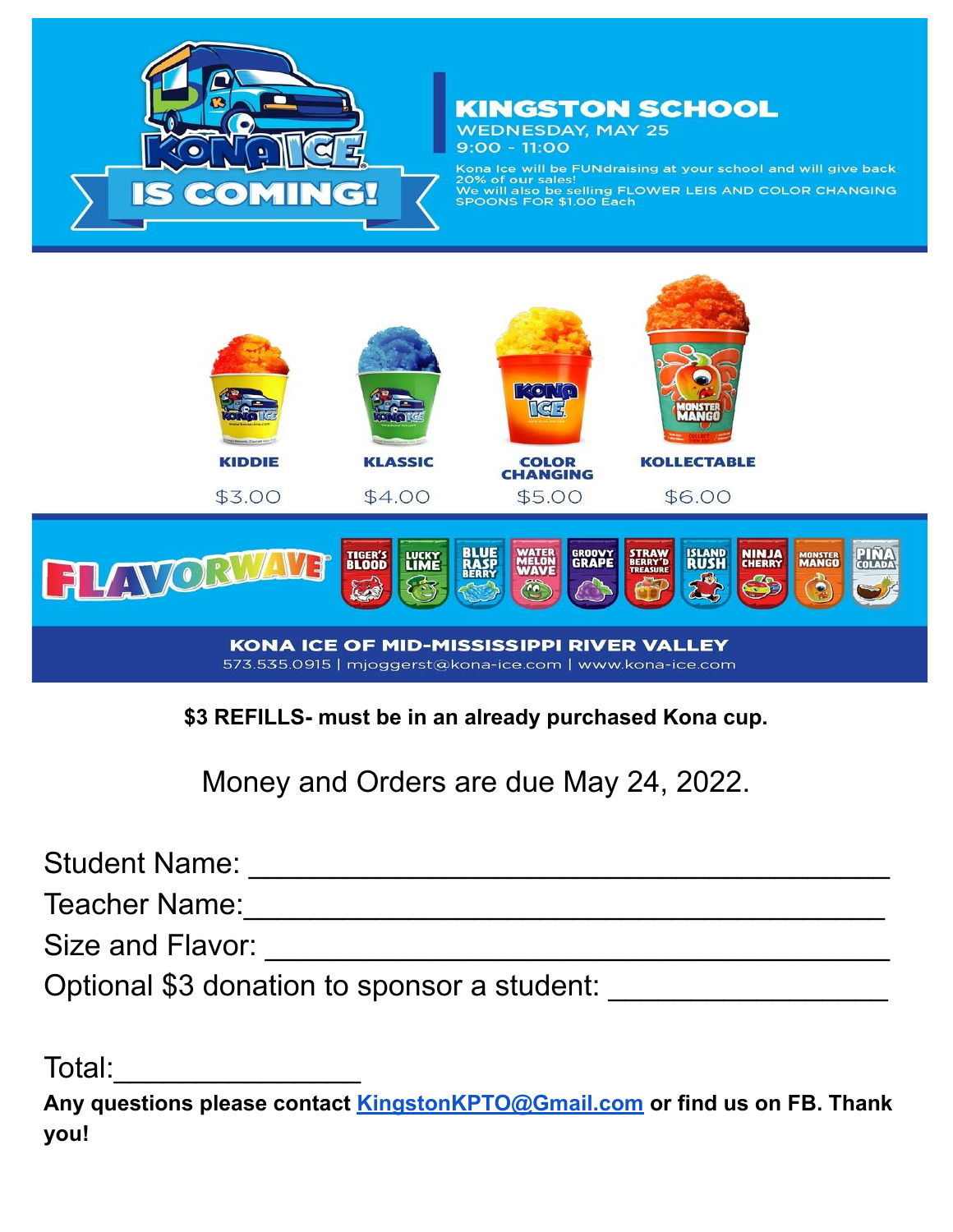# KONA ICE IS COMING!

## KINGSTON SCHOOL

WEDNESDAY, MAY 25

9:00 - 11:00

Kona Ice will be FUNdraising at your school and will give back 20% of our sales!

We will also be selling FLOWER LEIS AND COLOR CHANGING SPOONS FOR $1.00 Each

| KIDDIE | KLASSIC | COLOR CHANGING | KOLLECTABLE |
|---|---|---|---|
| $3.00 | $4.00 | $5.00 | $6.00 |

**FLAVORWAVE**

TIGER'S BLOOD, LUCKY LIME, BLUE RASP BERRY, WATER MELON WAVE, GROOVY GRAPE, STRAW BERRY'D TREASURE, ISLAND RUSH, NINJA CHERRY, MONSTER MANGO, PIÑA COLADA

**KONA ICE OF MID-MISSISSIPPI RIVER VALLEY**

573.535.0915 | mjoggerst@kona-ice.com | www.kona-ice.com

**$3 REFILLS- must be in an already purchased Kona cup.**

Money and Orders are due May 24, 2022.

Student Name: ______________________________________

Teacher Name:______________________________________

Size and Flavor: ____________________________________

Optional $3 donation to sponsor a student: ________________

Total:________________

**Any questions please contact KingstonKPTO@Gmail.com or find us on FB. Thank you!**